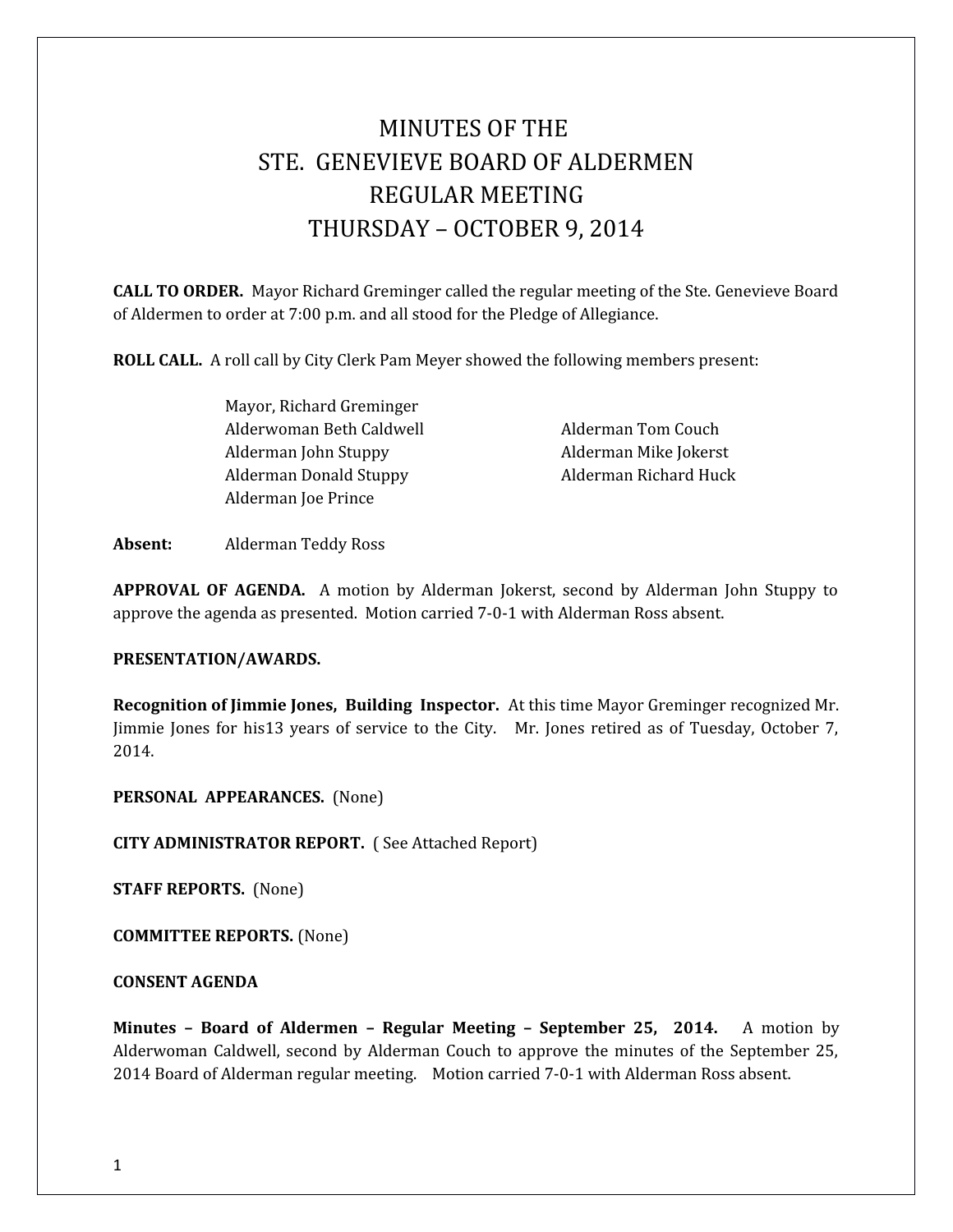# MINUTES OF THE
# STE. GENEVIEVE BOARD OF ALDERMEN
# REGULAR MEETING
# THURSDAY – OCTOBER 9, 2014

**CALL TO ORDER.** Mayor Richard Greminger called the regular meeting of the Ste. Genevieve Board of Aldermen to order at 7:00 p.m. and all stood for the Pledge of Allegiance.

**ROLL CALL.** A roll call by City Clerk Pam Meyer showed the following members present:

Mayor, Richard Greminger
Alderwoman Beth Caldwell
Alderman John Stuppy
Alderman Donald Stuppy
Alderman Joe Prince
Alderman Tom Couch
Alderman Mike Jokerst
Alderman Richard Huck

**Absent:** Alderman Teddy Ross

**APPROVAL OF AGENDA.** A motion by Alderman Jokerst, second by Alderman John Stuppy to approve the agenda as presented. Motion carried 7-0-1 with Alderman Ross absent.

**PRESENTATION/AWARDS.**

**Recognition of Jimmie Jones, Building Inspector.** At this time Mayor Greminger recognized Mr. Jimmie Jones for his13 years of service to the City. Mr. Jones retired as of Tuesday, October 7, 2014.

**PERSONAL APPEARANCES.** (None)

**CITY ADMINISTRATOR REPORT.** ( See Attached Report)

**STAFF REPORTS.** (None)

**COMMITTEE REPORTS.** (None)

**CONSENT AGENDA**

**Minutes – Board of Aldermen – Regular Meeting – September 25, 2014.** A motion by Alderwoman Caldwell, second by Alderman Couch to approve the minutes of the September 25, 2014 Board of Alderman regular meeting. Motion carried 7-0-1 with Alderman Ross absent.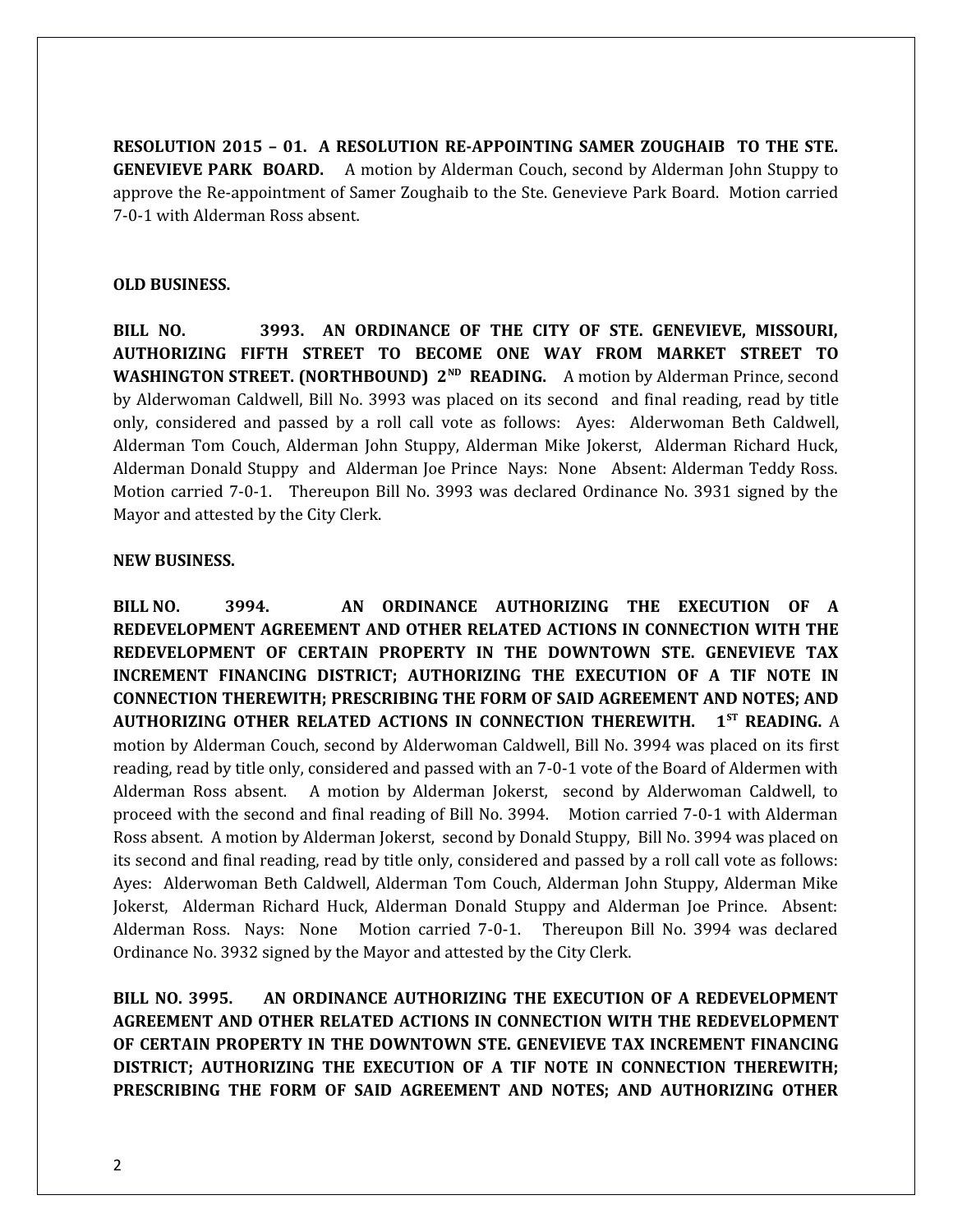**RESOLUTION 2015 – 01. A RESOLUTION RE-APPOINTING SAMER ZOUGHAIB TO THE STE. GENEVIEVE PARK BOARD.** A motion by Alderman Couch, second by Alderman John Stuppy to approve the Re-appointment of Samer Zoughaib to the Ste. Genevieve Park Board. Motion carried 7-0-1 with Alderman Ross absent.

**OLD BUSINESS.**

**BILL NO. 3993. AN ORDINANCE OF THE CITY OF STE. GENEVIEVE, MISSOURI, AUTHORIZING FIFTH STREET TO BECOME ONE WAY FROM MARKET STREET TO WASHINGTON STREET. (NORTHBOUND) 2ND READING.** A motion by Alderman Prince, second by Alderwoman Caldwell, Bill No. 3993 was placed on its second and final reading, read by title only, considered and passed by a roll call vote as follows: Ayes: Alderwoman Beth Caldwell, Alderman Tom Couch, Alderman John Stuppy, Alderman Mike Jokerst, Alderman Richard Huck, Alderman Donald Stuppy and Alderman Joe Prince Nays: None Absent: Alderman Teddy Ross. Motion carried 7-0-1. Thereupon Bill No. 3993 was declared Ordinance No. 3931 signed by the Mayor and attested by the City Clerk.

**NEW BUSINESS.**

**BILL NO. 3994. AN ORDINANCE AUTHORIZING THE EXECUTION OF A REDEVELOPMENT AGREEMENT AND OTHER RELATED ACTIONS IN CONNECTION WITH THE REDEVELOPMENT OF CERTAIN PROPERTY IN THE DOWNTOWN STE. GENEVIEVE TAX INCREMENT FINANCING DISTRICT; AUTHORIZING THE EXECUTION OF A TIF NOTE IN CONNECTION THEREWITH; PRESCRIBING THE FORM OF SAID AGREEMENT AND NOTES; AND AUTHORIZING OTHER RELATED ACTIONS IN CONNECTION THEREWITH. 1ST READING.** A motion by Alderman Couch, second by Alderwoman Caldwell, Bill No. 3994 was placed on its first reading, read by title only, considered and passed with an 7-0-1 vote of the Board of Aldermen with Alderman Ross absent. A motion by Alderman Jokerst, second by Alderwoman Caldwell, to proceed with the second and final reading of Bill No. 3994. Motion carried 7-0-1 with Alderman Ross absent. A motion by Alderman Jokerst, second by Donald Stuppy, Bill No. 3994 was placed on its second and final reading, read by title only, considered and passed by a roll call vote as follows: Ayes: Alderwoman Beth Caldwell, Alderman Tom Couch, Alderman John Stuppy, Alderman Mike Jokerst, Alderman Richard Huck, Alderman Donald Stuppy and Alderman Joe Prince. Absent: Alderman Ross. Nays: None Motion carried 7-0-1. Thereupon Bill No. 3994 was declared Ordinance No. 3932 signed by the Mayor and attested by the City Clerk.

**BILL NO. 3995. AN ORDINANCE AUTHORIZING THE EXECUTION OF A REDEVELOPMENT AGREEMENT AND OTHER RELATED ACTIONS IN CONNECTION WITH THE REDEVELOPMENT OF CERTAIN PROPERTY IN THE DOWNTOWN STE. GENEVIEVE TAX INCREMENT FINANCING DISTRICT; AUTHORIZING THE EXECUTION OF A TIF NOTE IN CONNECTION THEREWITH; PRESCRIBING THE FORM OF SAID AGREEMENT AND NOTES; AND AUTHORIZING OTHER**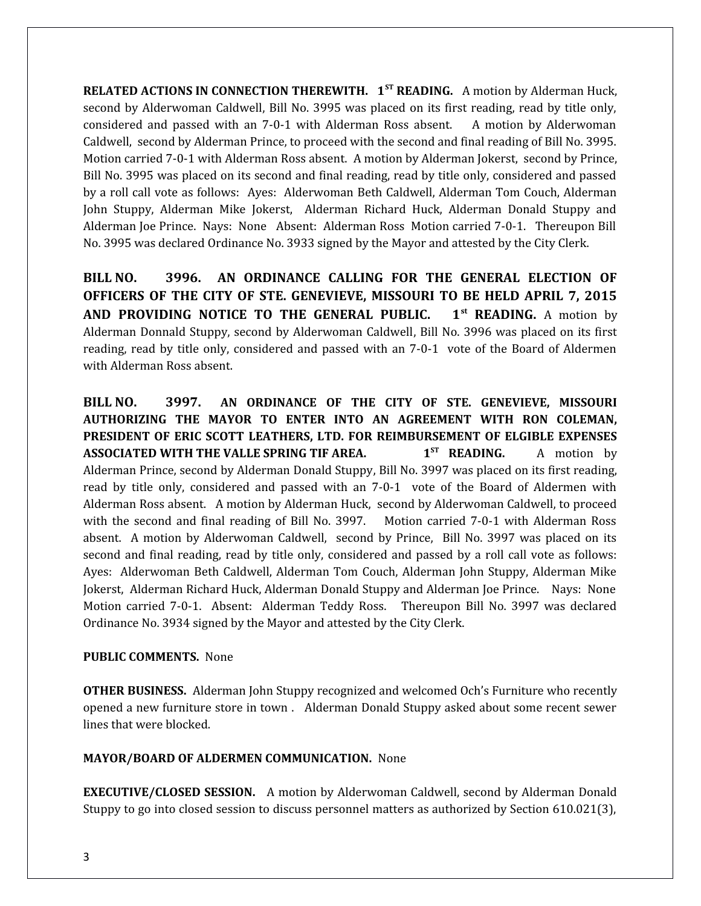**RELATED ACTIONS IN CONNECTION THEREWITH. 1ST READING.** A motion by Alderman Huck, second by Alderwoman Caldwell, Bill No. 3995 was placed on its first reading, read by title only, considered and passed with an 7-0-1 with Alderman Ross absent. A motion by Alderwoman Caldwell, second by Alderman Prince, to proceed with the second and final reading of Bill No. 3995. Motion carried 7-0-1 with Alderman Ross absent. A motion by Alderman Jokerst, second by Prince, Bill No. 3995 was placed on its second and final reading, read by title only, considered and passed by a roll call vote as follows: Ayes: Alderwoman Beth Caldwell, Alderman Tom Couch, Alderman John Stuppy, Alderman Mike Jokerst, Alderman Richard Huck, Alderman Donald Stuppy and Alderman Joe Prince. Nays: None Absent: Alderman Ross Motion carried 7-0-1. Thereupon Bill No. 3995 was declared Ordinance No. 3933 signed by the Mayor and attested by the City Clerk.

**BILL NO. 3996. AN ORDINANCE CALLING FOR THE GENERAL ELECTION OF OFFICERS OF THE CITY OF STE. GENEVIEVE, MISSOURI TO BE HELD APRIL 7, 2015 AND PROVIDING NOTICE TO THE GENERAL PUBLIC. 1st READING.** A motion by Alderman Donnald Stuppy, second by Alderwoman Caldwell, Bill No. 3996 was placed on its first reading, read by title only, considered and passed with an 7-0-1 vote of the Board of Aldermen with Alderman Ross absent.

**BILL NO. 3997. AN ORDINANCE OF THE CITY OF STE. GENEVIEVE, MISSOURI AUTHORIZING THE MAYOR TO ENTER INTO AN AGREEMENT WITH RON COLEMAN, PRESIDENT OF ERIC SCOTT LEATHERS, LTD. FOR REIMBURSEMENT OF ELGIBLE EXPENSES ASSOCIATED WITH THE VALLE SPRING TIF AREA. 1ST READING.** A motion by Alderman Prince, second by Alderman Donald Stuppy, Bill No. 3997 was placed on its first reading, read by title only, considered and passed with an 7-0-1 vote of the Board of Aldermen with Alderman Ross absent. A motion by Alderman Huck, second by Alderwoman Caldwell, to proceed with the second and final reading of Bill No. 3997. Motion carried 7-0-1 with Alderman Ross absent. A motion by Alderwoman Caldwell, second by Prince, Bill No. 3997 was placed on its second and final reading, read by title only, considered and passed by a roll call vote as follows: Ayes: Alderwoman Beth Caldwell, Alderman Tom Couch, Alderman John Stuppy, Alderman Mike Jokerst, Alderman Richard Huck, Alderman Donald Stuppy and Alderman Joe Prince. Nays: None Motion carried 7-0-1. Absent: Alderman Teddy Ross. Thereupon Bill No. 3997 was declared Ordinance No. 3934 signed by the Mayor and attested by the City Clerk.

**PUBLIC COMMENTS.** None

**OTHER BUSINESS.** Alderman John Stuppy recognized and welcomed Och's Furniture who recently opened a new furniture store in town . Alderman Donald Stuppy asked about some recent sewer lines that were blocked.

**MAYOR/BOARD OF ALDERMEN COMMUNICATION.** None

**EXECUTIVE/CLOSED SESSION.** A motion by Alderwoman Caldwell, second by Alderman Donald Stuppy to go into closed session to discuss personnel matters as authorized by Section 610.021(3),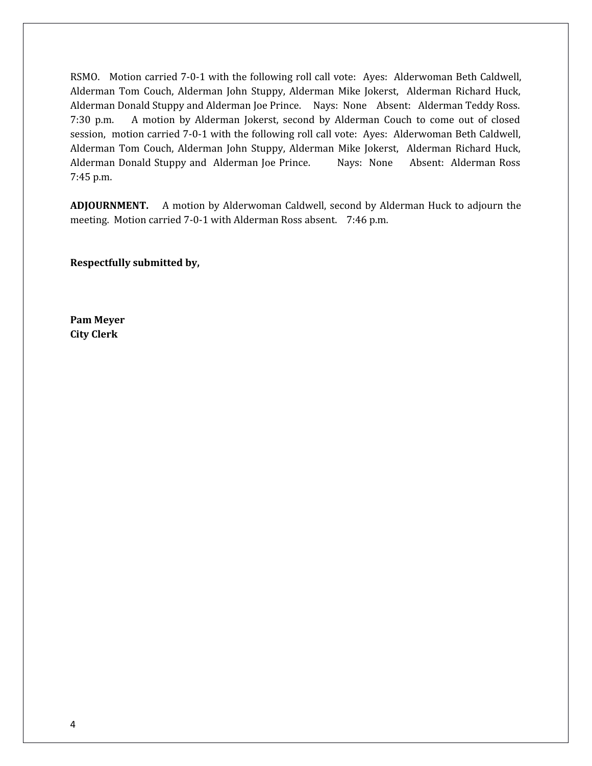RSMO. Motion carried 7-0-1 with the following roll call vote: Ayes: Alderwoman Beth Caldwell, Alderman Tom Couch, Alderman John Stuppy, Alderman Mike Jokerst, Alderman Richard Huck, Alderman Donald Stuppy and Alderman Joe Prince. Nays: None Absent: Alderman Teddy Ross. 7:30 p.m. A motion by Alderman Jokerst, second by Alderman Couch to come out of closed session, motion carried 7-0-1 with the following roll call vote: Ayes: Alderwoman Beth Caldwell, Alderman Tom Couch, Alderman John Stuppy, Alderman Mike Jokerst, Alderman Richard Huck, Alderman Donald Stuppy and Alderman Joe Prince. Nays: None Absent: Alderman Ross 7:45 p.m.

**ADJOURNMENT.** A motion by Alderwoman Caldwell, second by Alderman Huck to adjourn the meeting. Motion carried 7-0-1 with Alderman Ross absent. 7:46 p.m.

**Respectfully submitted by,**

**Pam Meyer**
**City Clerk**